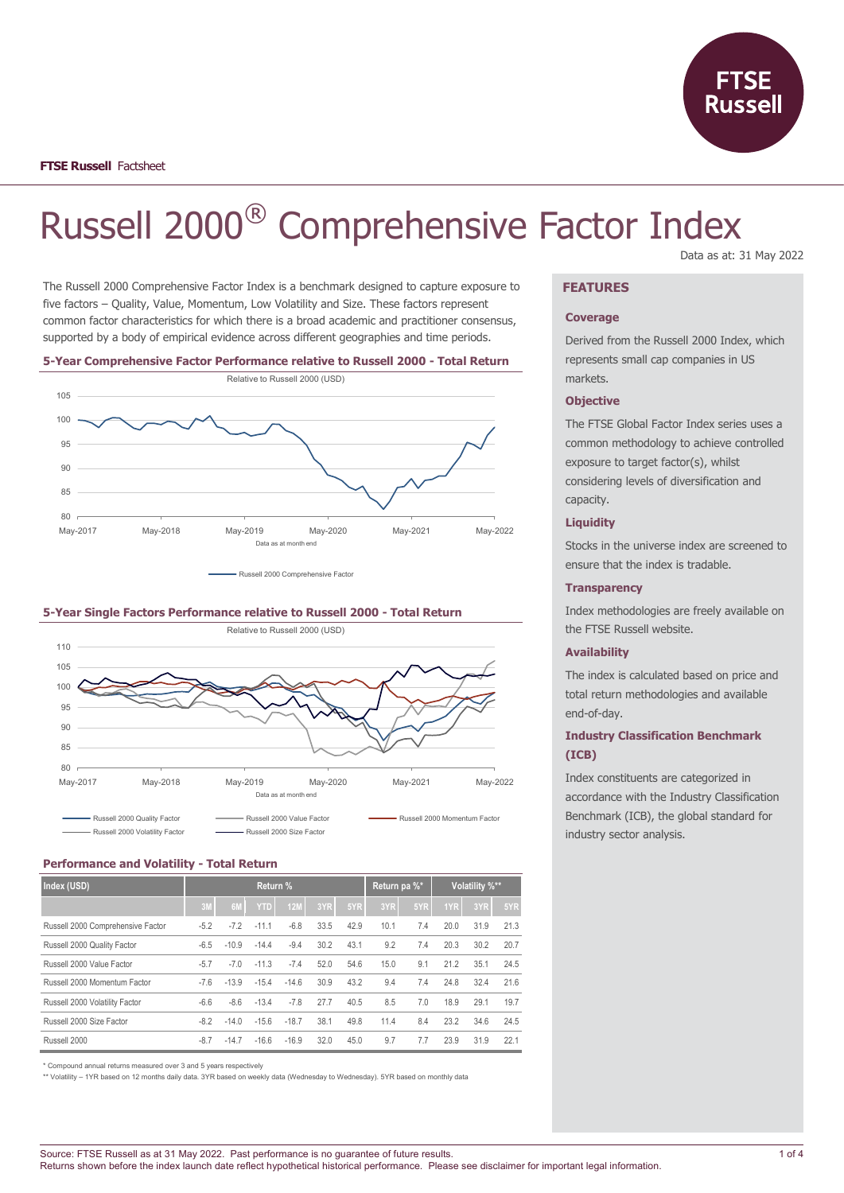**FTSE Russell** Factsheet

# Russell 2000® Comprehensive Factor Index

Data as at: 31 May 2022

The Russell 2000 Comprehensive Factor Index is a benchmark designed to capture exposure to five factors – Quality, Value, Momentum, Low Volatility and Size. These factors represent common factor characteristics for which there is a broad academic and practitioner consensus, supported by a body of empirical evidence across different geographies and time periods.

### 5-Year Comprehensive Factor Performance relative to Russell 2000 - Total Return

Relative to Russell 2000 (USD)

Data as at month end

Russell 2000 Comprehensive Factor

### 5-Year Single Factors Performance relative to Russell 2000 - Total Return

Relative to Russell 2000 (USD)

Data as at month end

Russell 2000 Quality Factor, Russell 2000 Value Factor, Russell 2000 Momentum Factor, Russell 2000 Volatility Factor, Russell 2000 Size Factor

### Performance and Volatility - Total Return

| Index (USD) | Return % | | | | | | Return pa %* | | Volatility %** | | |
|---|---|---|---|---|---|---|---|---|---|---|---|
| | 3M | 6M | YTD | 12M | 3YR | 5YR | 3YR | 5YR | 1YR | 3YR | 5YR |
| Russell 2000 Comprehensive Factor | -5.2 | -7.2 | -11.1 | -6.8 | 33.5 | 42.9 | 10.1 | 7.4 | 20.0 | 31.9 | 21.3 |
| Russell 2000 Quality Factor | -6.5 | -10.9 | -14.4 | -9.4 | 30.2 | 43.1 | 9.2 | 7.4 | 20.3 | 30.2 | 20.7 |
| Russell 2000 Value Factor | -5.7 | -7.0 | -11.3 | -7.4 | 52.0 | 54.6 | 15.0 | 9.1 | 21.2 | 35.1 | 24.5 |
| Russell 2000 Momentum Factor | -7.6 | -13.9 | -15.4 | -14.6 | 30.9 | 43.2 | 9.4 | 7.4 | 24.8 | 32.4 | 21.6 |
| Russell 2000 Volatility Factor | -6.6 | -8.6 | -13.4 | -7.8 | 27.7 | 40.5 | 8.5 | 7.0 | 18.9 | 29.1 | 19.7 |
| Russell 2000 Size Factor | -8.2 | -14.0 | -15.6 | -18.7 | 38.1 | 49.8 | 11.4 | 8.4 | 23.2 | 34.6 | 24.5 |
| Russell 2000 | -8.7 | -14.7 | -16.6 | -16.9 | 32.0 | 45.0 | 9.7 | 7.7 | 23.9 | 31.9 | 22.1 |

\* Compound annual returns measured over 3 and 5 years respectively

** Volatility – 1YR based on 12 months daily data. 3YR based on weekly data (Wednesday to Wednesday). 5YR based on monthly data

## FEATURES

### Coverage

Derived from the Russell 2000 Index, which represents small cap companies in US markets.

### Objective

The FTSE Global Factor Index series uses a common methodology to achieve controlled exposure to target factor(s), whilst considering levels of diversification and capacity.

### Liquidity

Stocks in the universe index are screened to ensure that the index is tradable.

### Transparency

Index methodologies are freely available on the FTSE Russell website.

### Availability

The index is calculated based on price and total return methodologies and available end-of-day.

### Industry Classification Benchmark (ICB)

Index constituents are categorized in accordance with the Industry Classification Benchmark (ICB), the global standard for industry sector analysis.

Source: FTSE Russell as at 31 May 2022. Past performance is no guarantee of future results.
Returns shown before the index launch date reflect hypothetical historical performance. Please see disclaimer for important legal information.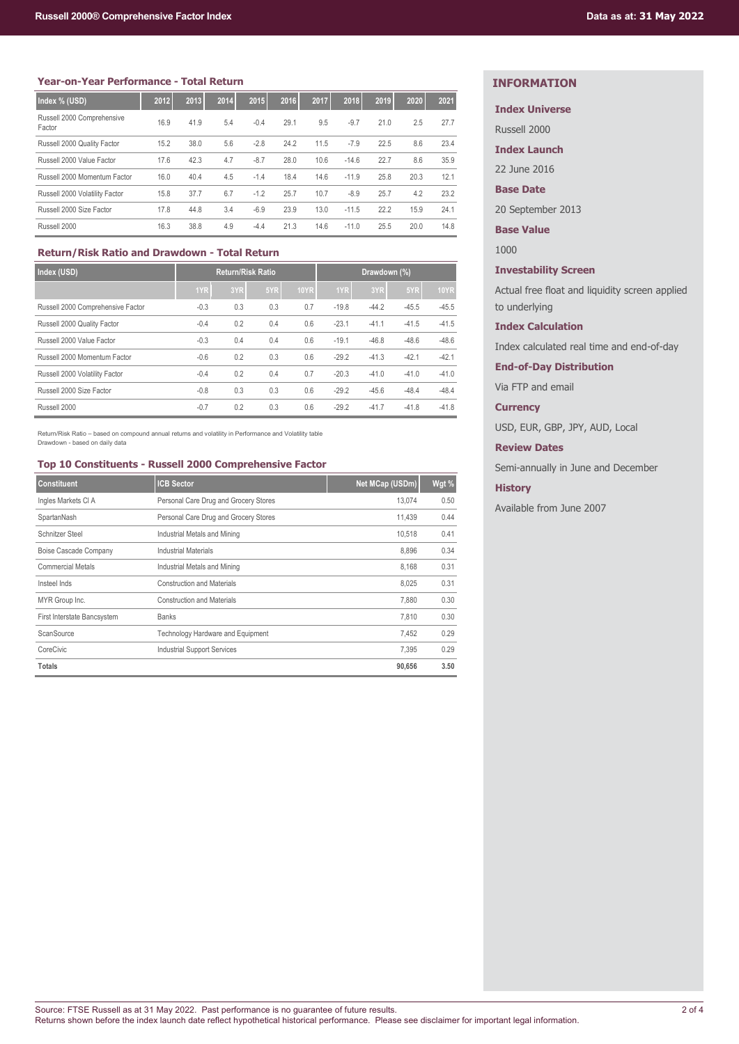## Year-on-Year Performance - Total Return

| Index % (USD) | 2012 | 2013 | 2014 | 2015 | 2016 | 2017 | 2018 | 2019 | 2020 | 2021 |
|---|---|---|---|---|---|---|---|---|---|---|
| Russell 2000 Comprehensive Factor | 16.9 | 41.9 | 5.4 | -0.4 | 29.1 | 9.5 | -9.7 | 21.0 | 2.5 | 27.7 |
| Russell 2000 Quality Factor | 15.2 | 38.0 | 5.6 | -2.8 | 24.2 | 11.5 | -7.9 | 22.5 | 8.6 | 23.4 |
| Russell 2000 Value Factor | 17.6 | 42.3 | 4.7 | -8.7 | 28.0 | 10.6 | -14.6 | 22.7 | 8.6 | 35.9 |
| Russell 2000 Momentum Factor | 16.0 | 40.4 | 4.5 | -1.4 | 18.4 | 14.6 | -11.9 | 25.8 | 20.3 | 12.1 |
| Russell 2000 Volatility Factor | 15.8 | 37.7 | 6.7 | -1.2 | 25.7 | 10.7 | -8.9 | 25.7 | 4.2 | 23.2 |
| Russell 2000 Size Factor | 17.8 | 44.8 | 3.4 | -6.9 | 23.9 | 13.0 | -11.5 | 22.2 | 15.9 | 24.1 |
| Russell 2000 | 16.3 | 38.8 | 4.9 | -4.4 | 21.3 | 14.6 | -11.0 | 25.5 | 20.0 | 14.8 |

## Return/Risk Ratio and Drawdown - Total Return

| Index (USD) | Return/Risk Ratio | | | | Drawdown (%) | | | |
|---|---|---|---|---|---|---|---|---|
| | 1YR | 3YR | 5YR | 10YR | 1YR | 3YR | 5YR | 10YR |
| Russell 2000 Comprehensive Factor | -0.3 | 0.3 | 0.3 | 0.7 | -19.8 | -44.2 | -45.5 | -45.5 |
| Russell 2000 Quality Factor | -0.4 | 0.2 | 0.4 | 0.6 | -23.1 | -41.1 | -41.5 | -41.5 |
| Russell 2000 Value Factor | -0.3 | 0.4 | 0.4 | 0.6 | -19.1 | -46.8 | -48.6 | -48.6 |
| Russell 2000 Momentum Factor | -0.6 | 0.2 | 0.3 | 0.6 | -29.2 | -41.3 | -42.1 | -42.1 |
| Russell 2000 Volatility Factor | -0.4 | 0.2 | 0.4 | 0.7 | -20.3 | -41.0 | -41.0 | -41.0 |
| Russell 2000 Size Factor | -0.8 | 0.3 | 0.3 | 0.6 | -29.2 | -45.6 | -48.4 | -48.4 |
| Russell 2000 | -0.7 | 0.2 | 0.3 | 0.6 | -29.2 | -41.7 | -41.8 | -41.8 |

Return/Risk Ratio – based on compound annual returns and volatility in Performance and Volatility table
Drawdown - based on daily data

## Top 10 Constituents - Russell 2000 Comprehensive Factor

| Constituent | ICB Sector | Net MCap (USDm) | Wgt % |
|---|---|---|---|
| Ingles Markets Cl A | Personal Care Drug and Grocery Stores | 13,074 | 0.50 |
| SpartanNash | Personal Care Drug and Grocery Stores | 11,439 | 0.44 |
| Schnitzer Steel | Industrial Metals and Mining | 10,518 | 0.41 |
| Boise Cascade Company | Industrial Materials | 8,896 | 0.34 |
| Commercial Metals | Industrial Metals and Mining | 8,168 | 0.31 |
| Insteel Inds | Construction and Materials | 8,025 | 0.31 |
| MYR Group Inc. | Construction and Materials | 7,880 | 0.30 |
| First Interstate Bancsystem | Banks | 7,810 | 0.30 |
| ScanSource | Technology Hardware and Equipment | 7,452 | 0.29 |
| CoreCivic | Industrial Support Services | 7,395 | 0.29 |
| **Totals** | | **90,656** | **3.50** |

## INFORMATION

**Index Universe**

Russell 2000

**Index Launch**

22 June 2016

**Base Date**

20 September 2013

**Base Value**

1000

**Investability Screen**

Actual free float and liquidity screen applied to underlying

**Index Calculation**

Index calculated real time and end-of-day

**End-of-Day Distribution**

Via FTP and email

**Currency**

USD, EUR, GBP, JPY, AUD, Local

**Review Dates**

Semi-annually in June and December

**History**

Available from June 2007

Source: FTSE Russell as at 31 May 2022. Past performance is no guarantee of future results.
Returns shown before the index launch date reflect hypothetical historical performance. Please see disclaimer for important legal information.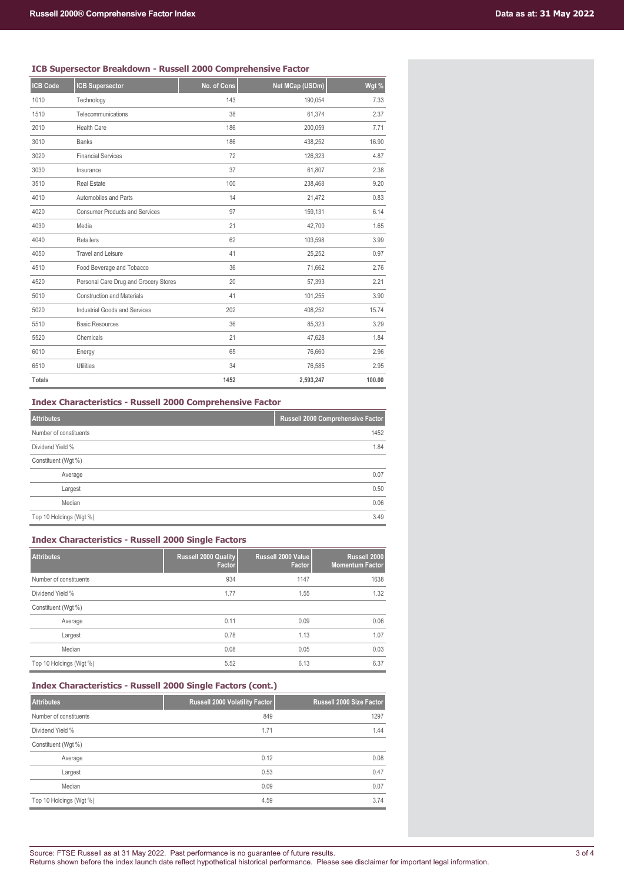### ICB Supersector Breakdown - Russell 2000 Comprehensive Factor

| ICB Code | ICB Supersector | No. of Cons | Net MCap (USDm) | Wgt % |
|---|---|---|---|---|
| 1010 | Technology | 143 | 190,054 | 7.33 |
| 1510 | Telecommunications | 38 | 61,374 | 2.37 |
| 2010 | Health Care | 186 | 200,059 | 7.71 |
| 3010 | Banks | 186 | 438,252 | 16.90 |
| 3020 | Financial Services | 72 | 126,323 | 4.87 |
| 3030 | Insurance | 37 | 61,807 | 2.38 |
| 3510 | Real Estate | 100 | 238,468 | 9.20 |
| 4010 | Automobiles and Parts | 14 | 21,472 | 0.83 |
| 4020 | Consumer Products and Services | 97 | 159,131 | 6.14 |
| 4030 | Media | 21 | 42,700 | 1.65 |
| 4040 | Retailers | 62 | 103,598 | 3.99 |
| 4050 | Travel and Leisure | 41 | 25,252 | 0.97 |
| 4510 | Food Beverage and Tobacco | 36 | 71,662 | 2.76 |
| 4520 | Personal Care Drug and Grocery Stores | 20 | 57,393 | 2.21 |
| 5010 | Construction and Materials | 41 | 101,255 | 3.90 |
| 5020 | Industrial Goods and Services | 202 | 408,252 | 15.74 |
| 5510 | Basic Resources | 36 | 85,323 | 3.29 |
| 5520 | Chemicals | 21 | 47,628 | 1.84 |
| 6010 | Energy | 65 | 76,660 | 2.96 |
| 6510 | Utilities | 34 | 76,585 | 2.95 |
| **Totals** | | **1452** | **2,593,247** | **100.00** |

### Index Characteristics - Russell 2000 Comprehensive Factor

| Attributes | Russell 2000 Comprehensive Factor |
|---|---|
| Number of constituents | 1452 |
| Dividend Yield % | 1.84 |
| Constituent (Wgt %) | |
| Average | 0.07 |
| Largest | 0.50 |
| Median | 0.06 |
| Top 10 Holdings (Wgt %) | 3.49 |

### Index Characteristics - Russell 2000 Single Factors

| Attributes | Russell 2000 Quality Factor | Russell 2000 Value Factor | Russell 2000 Momentum Factor |
|---|---|---|---|
| Number of constituents | 934 | 1147 | 1638 |
| Dividend Yield % | 1.77 | 1.55 | 1.32 |
| Constituent (Wgt %) | | | |
| Average | 0.11 | 0.09 | 0.06 |
| Largest | 0.78 | 1.13 | 1.07 |
| Median | 0.08 | 0.05 | 0.03 |
| Top 10 Holdings (Wgt %) | 5.52 | 6.13 | 6.37 |

### Index Characteristics - Russell 2000 Single Factors (cont.)

| Attributes | Russell 2000 Volatility Factor | Russell 2000 Size Factor |
|---|---|---|
| Number of constituents | 849 | 1297 |
| Dividend Yield % | 1.71 | 1.44 |
| Constituent (Wgt %) | | |
| Average | 0.12 | 0.08 |
| Largest | 0.53 | 0.47 |
| Median | 0.09 | 0.07 |
| Top 10 Holdings (Wgt %) | 4.59 | 3.74 |

Source: FTSE Russell as at 31 May 2022. Past performance is no guarantee of future results.
Returns shown before the index launch date reflect hypothetical historical performance. Please see disclaimer for important legal information.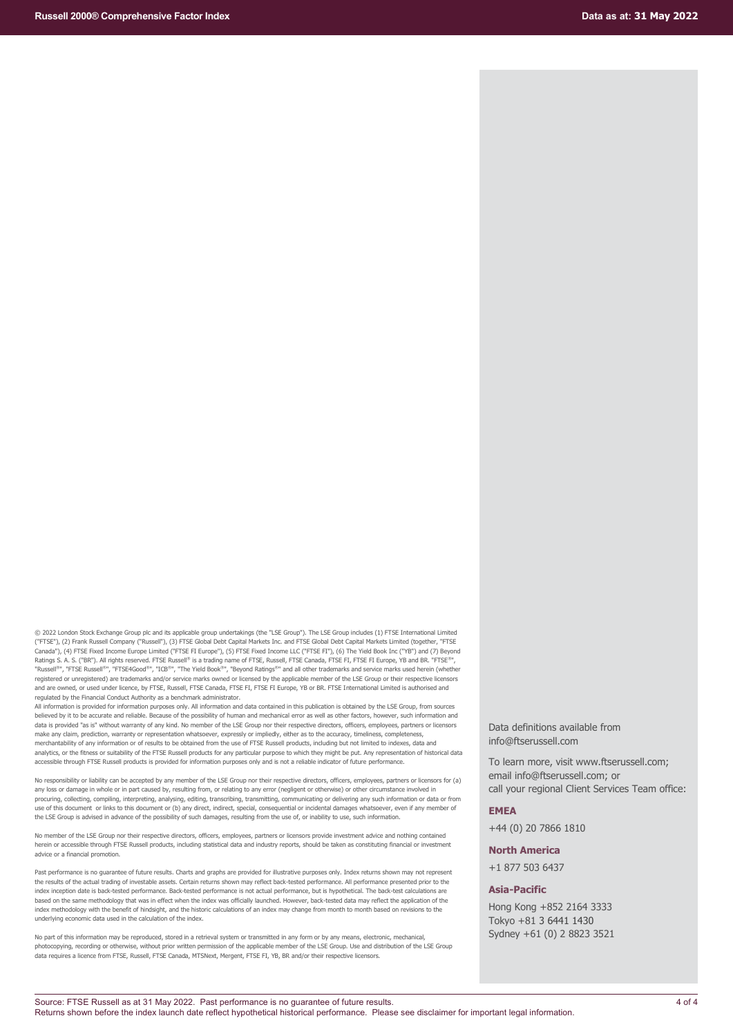© 2022 London Stock Exchange Group plc and its applicable group undertakings (the "LSE Group"). The LSE Group includes (1) FTSE International Limited ("FTSE"), (2) Frank Russell Company ("Russell"), (3) FTSE Global Debt Capital Markets Inc. and FTSE Global Debt Capital Markets Limited (together, "FTSE Canada"), (4) FTSE Fixed Income Europe Limited ("FTSE FI Europe"), (5) FTSE Fixed Income LLC ("FTSE FI"), (6) The Yield Book Inc ("YB") and (7) Beyond Ratings S. A. S. ("BR"). All rights reserved. FTSE Russell® is a trading name of FTSE, Russell, FTSE Canada, FTSE FI, FTSE FI Europe, YB and BR. "FTSE®", "Russell®", "FTSE Russell®", "FTSE4Good®", "ICB®", "The Yield Book®", "Beyond Ratings®" and all other trademarks and service marks used herein (whether registered or unregistered) are trademarks and/or service marks owned or licensed by the applicable member of the LSE Group or their respective licensors and are owned, or used under licence, by FTSE, Russell, FTSE Canada, FTSE FI, FTSE FI Europe, YB or BR. FTSE International Limited is authorised and regulated by the Financial Conduct Authority as a benchmark administrator.

All information is provided for information purposes only. All information and data contained in this publication is obtained by the LSE Group, from sources believed by it to be accurate and reliable. Because of the possibility of human and mechanical error as well as other factors, however, such information and data is provided "as is" without warranty of any kind. No member of the LSE Group nor their respective directors, officers, employees, partners or licensors make any claim, prediction, warranty or representation whatsoever, expressly or impliedly, either as to the accuracy, timeliness, completeness, merchantability of any information or of results to be obtained from the use of FTSE Russell products, including but not limited to indexes, data and analytics, or the fitness or suitability of the FTSE Russell products for any particular purpose to which they might be put. Any representation of historical data accessible through FTSE Russell products is provided for information purposes only and is not a reliable indicator of future performance.

No responsibility or liability can be accepted by any member of the LSE Group nor their respective directors, officers, employees, partners or licensors for (a) any loss or damage in whole or in part caused by, resulting from, or relating to any error (negligent or otherwise) or other circumstance involved in procuring, collecting, compiling, interpreting, analysing, editing, transcribing, transmitting, communicating or delivering any such information or data or from use of this document or links to this document or (b) any direct, indirect, special, consequential or incidental damages whatsoever, even if any member of the LSE Group is advised in advance of the possibility of such damages, resulting from the use of, or inability to use, such information.

No member of the LSE Group nor their respective directors, officers, employees, partners or licensors provide investment advice and nothing contained herein or accessible through FTSE Russell products, including statistical data and industry reports, should be taken as constituting financial or investment advice or a financial promotion.

Past performance is no guarantee of future results. Charts and graphs are provided for illustrative purposes only. Index returns shown may not represent the results of the actual trading of investable assets. Certain returns shown may reflect back-tested performance. All performance presented prior to the index inception date is back-tested performance. Back-tested performance is not actual performance, but is hypothetical. The back-test calculations are based on the same methodology that was in effect when the index was officially launched. However, back-tested data may reflect the application of the index methodology with the benefit of hindsight, and the historic calculations of an index may change from month to month based on revisions to the underlying economic data used in the calculation of the index.

No part of this information may be reproduced, stored in a retrieval system or transmitted in any form or by any means, electronic, mechanical, photocopying, recording or otherwise, without prior written permission of the applicable member of the LSE Group. Use and distribution of the LSE Group data requires a licence from FTSE, Russell, FTSE Canada, MTSNext, Mergent, FTSE FI, YB, BR and/or their respective licensors.

Data definitions available from info@ftserussell.com

To learn more, visit www.ftserussell.com; email info@ftserussell.com; or call your regional Client Services Team office:

**EMEA**

+44 (0) 20 7866 1810

**North America**

+1 877 503 6437

**Asia-Pacific**

Hong Kong +852 2164 3333
Tokyo +81 3 6441 1430
Sydney +61 (0) 2 8823 3521

Source: FTSE Russell as at 31 May 2022. Past performance is no guarantee of future results.
Returns shown before the index launch date reflect hypothetical historical performance. Please see disclaimer for important legal information.